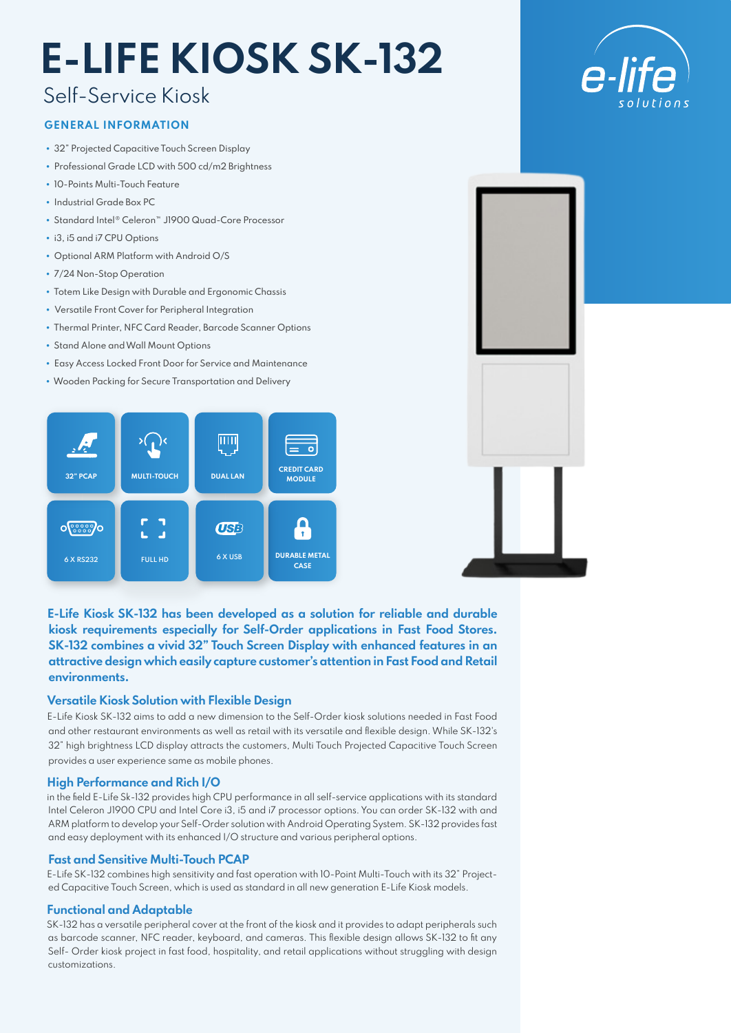# E-LIFE KIOSK SK-132

Self-Service Kiosk

## GENERAL INFORMATION

- 32" Projected Capacitive Touch Screen Display
- Professional Grade LCD with 500 cd/m2 Brightness
- 10-Points Multi-Touch Feature
- Industrial Grade Box PC
- Standard Intel® Celeron™ J1900 Quad-Core Processor
- i3, i5 and i7 CPU Options
- Optional ARM Platform with Android O/S
- 7/24 Non-Stop Operation
- Totem Like Design with Durable and Ergonomic Chassis
- Versatile Front Cover for Peripheral Integration
- Thermal Printer, NFC Card Reader, Barcode Scanner Options
- Stand Alone and Wall Mount Options
- Easy Access Locked Front Door for Service and Maintenance
- Wooden Packing for Secure Transportation and Delivery

32" PCAP | MULTI-TOUCH | DUAL LAN | CREDIT CARD MODULE

6 X RS232 | FULL HD | 6 X USB | DURABLE METAL CASE

**E-Life Kiosk SK-132 has been developed as a solution for reliable and durable kiosk requirements especially for Self-Order applications in Fast Food Stores. SK-132 combines a vivid 32" Touch Screen Display with enhanced features in an attractive design which easily capture customer's attention in Fast Food and Retail environments.**

### Versatile Kiosk Solution with Flexible Design

E-Life Kiosk SK-132 aims to add a new dimension to the Self-Order kiosk solutions needed in Fast Food and other restaurant environments as well as retail with its versatile and flexible design. While SK-132's 32" high brightness LCD display attracts the customers, Multi Touch Projected Capacitive Touch Screen provides a user experience same as mobile phones.

### High Performance and Rich I/O

in the field E-Life Sk-132 provides high CPU performance in all self-service applications with its standard Intel Celeron J1900 CPU and Intel Core i3, i5 and i7 processor options. You can order SK-132 with and ARM platform to develop your Self-Order solution with Android Operating System. SK-132 provides fast and easy deployment with its enhanced I/O structure and various peripheral options.

### Fast and Sensitive Multi-Touch PCAP

E-Life SK-132 combines high sensitivity and fast operation with 10-Point Multi-Touch with its 32" Projected Capacitive Touch Screen, which is used as standard in all new generation E-Life Kiosk models.

### Functional and Adaptable

SK-132 has a versatile peripheral cover at the front of the kiosk and it provides to adapt peripherals such as barcode scanner, NFC reader, keyboard, and cameras. This flexible design allows SK-132 to fit any Self- Order kiosk project in fast food, hospitality, and retail applications without struggling with design customizations.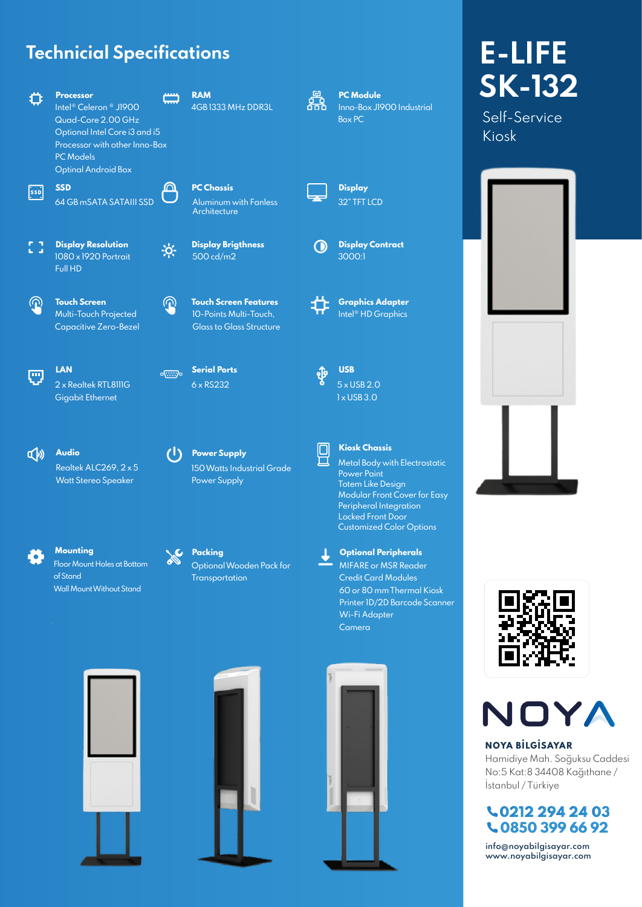# E-LIFE SK-132

Self-Service Kiosk

## Technicial Specifications

**Processor**
Intel® Celeron ® J1900
Quad-Core 2.00 GHz
Optional Intel Core i3 and i5
Processor with other Inno-Box
PC Models
Optinal Android Box

**RAM**
4GB 1333 MHz DDR3L

**PC Module**
Inno-Box J1900 Industrial Box PC

**SSD**
64 GB mSATA SATAIII SSD

**PC Chassis**
Aluminum with Fanless Architecture

**Display**
32" TFT LCD

**Display Resolution**
1080 x 1920 Portrait
Full HD

**Display Brigthness**
500 cd/m2

**Display Contract**
3000:1

**Touch Screen**
Multi-Touch Projected
Capacitive Zero-Bezel

**Touch Screen Features**
10-Points Multi-Touch,
Glass to Glass Structure

**Graphics Adapter**
Intel® HD Graphics

**LAN**
2 x Realtek RTL8111G
Gigabit Ethernet

**Serial Ports**
6 x RS232

**USB**
5 x USB 2.0
1 x USB 3.0

**Audio**
Realtek ALC269, 2 x 5
Watt Stereo Speaker

**Power Supply**
150 Watts Industrial Grade
Power Supply

**Kiosk Chassis**
Metal Body with Electrostatic
Power Paint
Totem Like Design
Modular Front Cover for Easy
Peripheral Integration
Locked Front Door
Customized Color Options

**Mounting**
Floor Mount Holes at Bottom
of Stand
Wall Mount Without Stand

**Packing**
Optional Wooden Pack for
Transportation

**Optional Peripherals**
MIFARE or MSR Reader
Credit Card Modules
60 or 80 mm Thermal Kiosk
Printer 1D/2D Barcode Scanner
Wi-Fi Adapter
Camera

NOYA

**NOYA BİLGİSAYAR**
Hamidiye Mah. Soğuksu Caddesi
No:5 Kat:8 34408 Kağıthane /
İstanbul / Türkiye

0212 294 24 03
0850 399 66 92

info@noyabilgisayar.com
www.noyabilgisayar.com